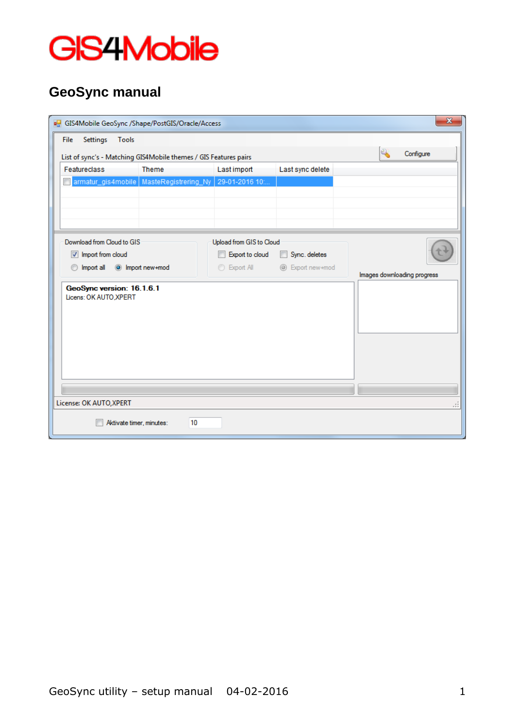GIS4Mobile

# GeoSync manual

GIS4Mobile GeoSync /Shape/PostGIS/Oracle/Access

File Settings Tools

List of sync's - Matching GIS4Mobile themes / GIS Features pairs

Configure

| Featureclass | Theme | Last import | Last sync delete |
|---|---|---|---|
| armatur_gis4mobile | MasteRegistrering_Ny | 29-01-2016 10:... | |

Download from Cloud to GIS
- Import from cloud
- Import all
- Import new+mod

Upload from GIS to Cloud
- Export to cloud
- Sync. deletes
- Export All
- Export new+mod

Images downloading progress

**GeoSync version: 16.1.6.1**
Licens: OK AUTO,XPERT

License: OK AUTO,XPERT

Aktivate timer, minutes: 10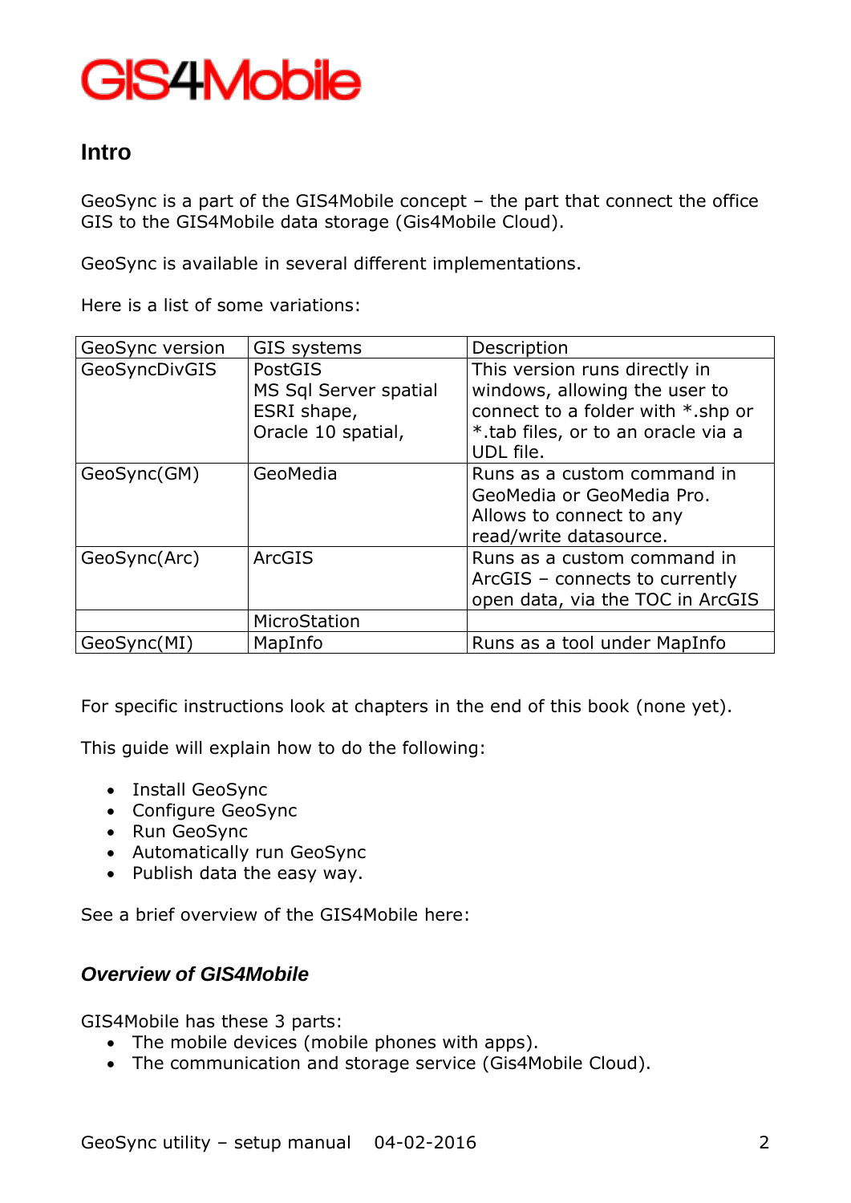# GIS4Mobile

## Intro

GeoSync is a part of the GIS4Mobile concept – the part that connect the office GIS to the GIS4Mobile data storage (Gis4Mobile Cloud).

GeoSync is available in several different implementations.

Here is a list of some variations:

| GeoSync version | GIS systems | Description |
|---|---|---|
| GeoSyncDivGIS | PostGIS<br>MS Sql Server spatial<br>ESRI shape,<br>Oracle 10 spatial, | This version runs directly in windows, allowing the user to connect to a folder with *.shp or *.tab files, or to an oracle via a UDL file. |
| GeoSync(GM) | GeoMedia | Runs as a custom command in GeoMedia or GeoMedia Pro. Allows to connect to any read/write datasource. |
| GeoSync(Arc) | ArcGIS | Runs as a custom command in ArcGIS – connects to currently open data, via the TOC in ArcGIS |
| | MicroStation | |
| GeoSync(MI) | MapInfo | Runs as a tool under MapInfo |

For specific instructions look at chapters in the end of this book (none yet).

This guide will explain how to do the following:

- Install GeoSync
- Configure GeoSync
- Run GeoSync
- Automatically run GeoSync
- Publish data the easy way.

See a brief overview of the GIS4Mobile here:

### *Overview of GIS4Mobile*

GIS4Mobile has these 3 parts:
- The mobile devices (mobile phones with apps).
- The communication and storage service (Gis4Mobile Cloud).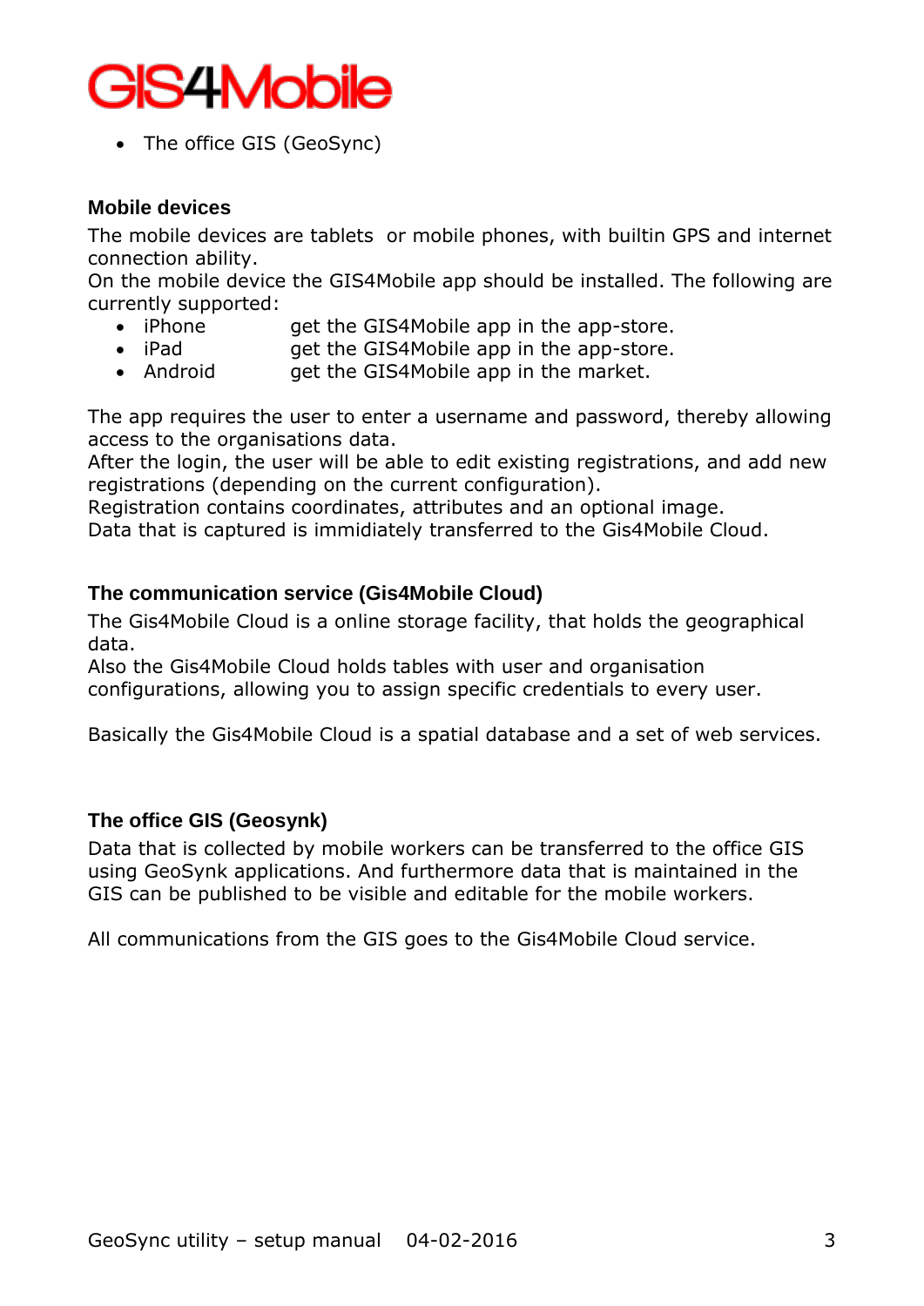- The office GIS (GeoSync)

### Mobile devices

The mobile devices are tablets  or mobile phones, with builtin GPS and internet connection ability.
On the mobile device the GIS4Mobile app should be installed. The following are currently supported:

- iPhone get the GIS4Mobile app in the app-store.
- iPad get the GIS4Mobile app in the app-store.
- Android get the GIS4Mobile app in the market.

The app requires the user to enter a username and password, thereby allowing access to the organisations data.
After the login, the user will be able to edit existing registrations, and add new registrations (depending on the current configuration).
Registration contains coordinates, attributes and an optional image.
Data that is captured is immidiately transferred to the Gis4Mobile Cloud.

### The communication service (Gis4Mobile Cloud)

The Gis4Mobile Cloud is a online storage facility, that holds the geographical data.
Also the Gis4Mobile Cloud holds tables with user and organisation configurations, allowing you to assign specific credentials to every user.

Basically the Gis4Mobile Cloud is a spatial database and a set of web services.

### The office GIS (Geosynk)

Data that is collected by mobile workers can be transferred to the office GIS using GeoSynk applications. And furthermore data that is maintained in the GIS can be published to be visible and editable for the mobile workers.

All communications from the GIS goes to the Gis4Mobile Cloud service.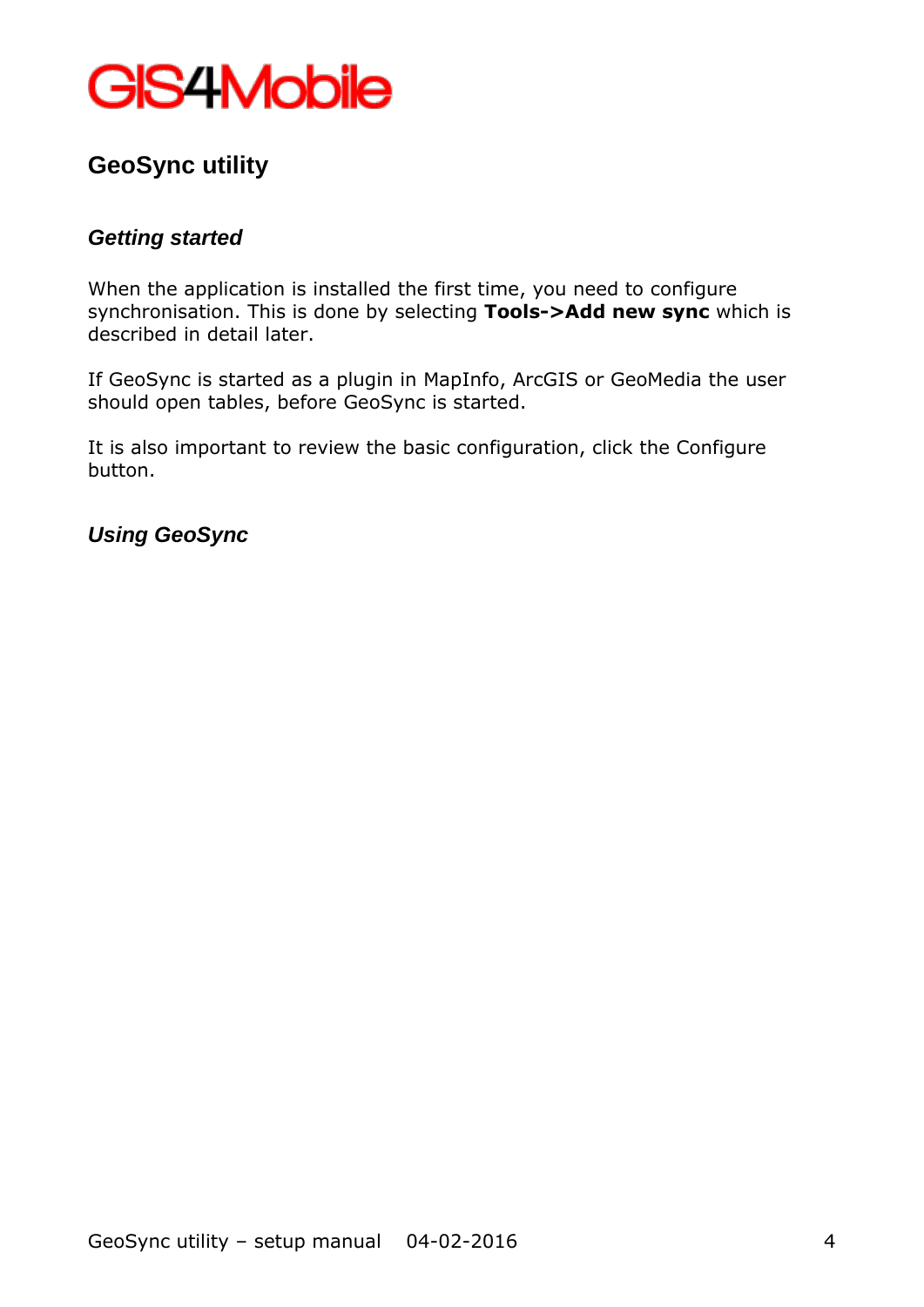# GeoSync utility

## *Getting started*

When the application is installed the first time, you need to configure synchronisation. This is done by selecting **Tools->Add new sync** which is described in detail later.

If GeoSync is started as a plugin in MapInfo, ArcGIS or GeoMedia the user should open tables, before GeoSync is started.

It is also important to review the basic configuration, click the Configure button.

## *Using GeoSync*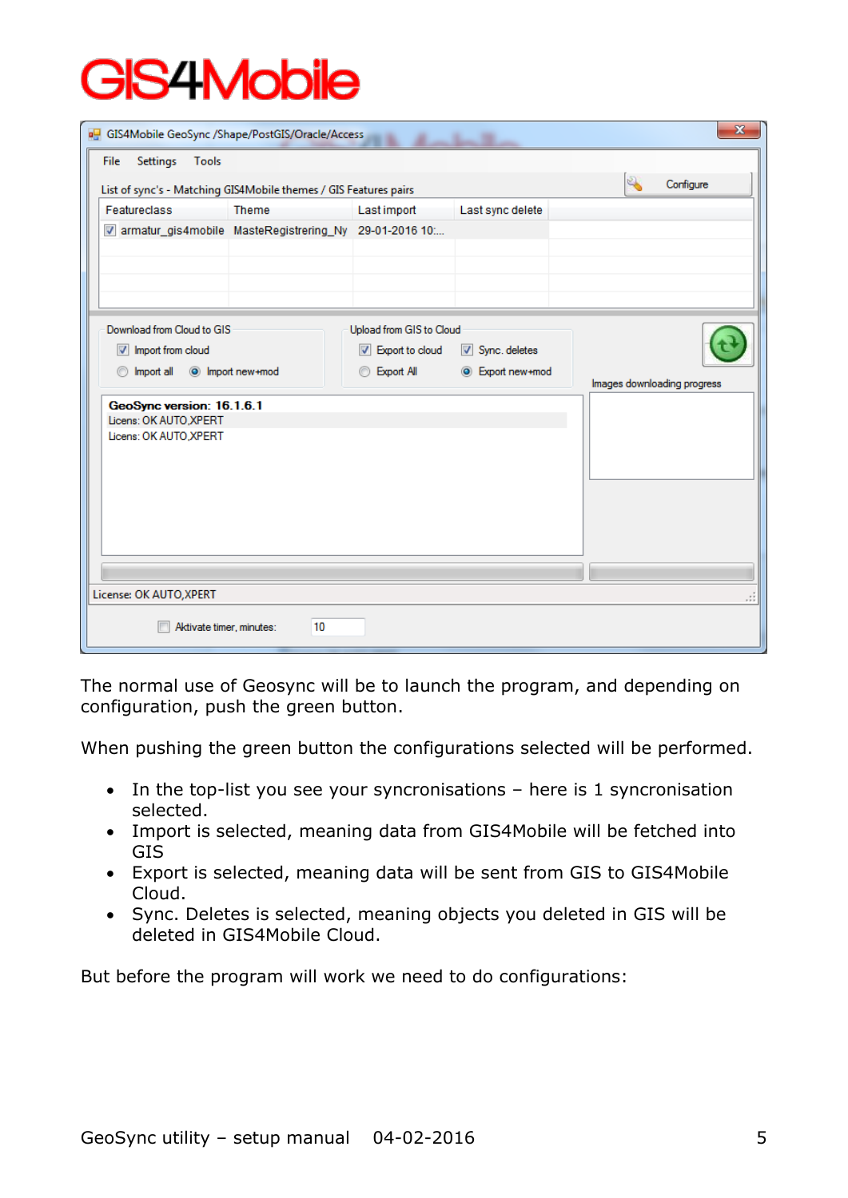The normal use of Geosync will be to launch the program, and depending on configuration, push the green button.

When pushing the green button the configurations selected will be performed.

- In the top-list you see your syncronisations – here is 1 syncronisation selected.
- Import is selected, meaning data from GIS4Mobile will be fetched into GIS
- Export is selected, meaning data will be sent from GIS to GIS4Mobile Cloud.
- Sync. Deletes is selected, meaning objects you deleted in GIS will be deleted in GIS4Mobile Cloud.

But before the program will work we need to do configurations: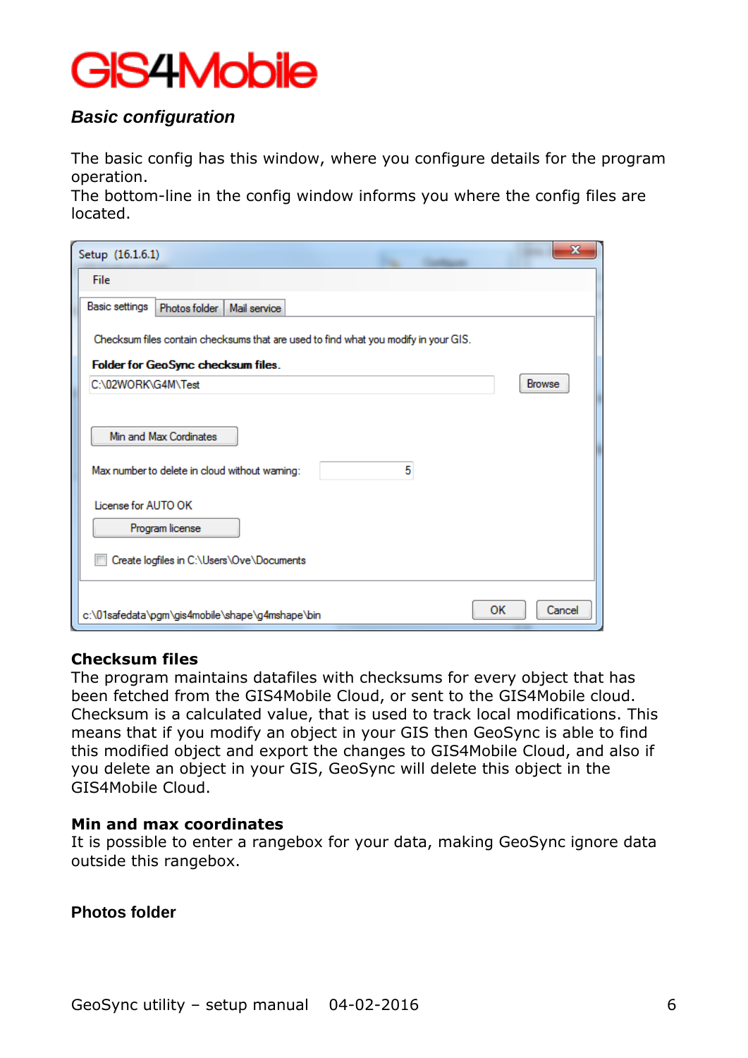GIS4Mobile

***Basic configuration***

The basic config has this window, where you configure details for the program operation.
The bottom-line in the config window informs you where the config files are located.

Setup (16.1.6.1)

File

Basic settings | Photos folder | Mail service

Checksum files contain checksums that are used to find what you modify in your GIS.

**Folder for GeoSync checksum files.**

C:\02WORK\G4M\Test

Browse

Min and Max Cordinates

Max number to delete in cloud without warning: 5

License for AUTO OK

Program license

Create logfiles in C:\Users\Ove\Documents

c:\01safedata\pgm\gis4mobile\shape\g4mshape\bin

OK Cancel

**Checksum files**

The program maintains datafiles with checksums for every object that has been fetched from the GIS4Mobile Cloud, or sent to the GIS4Mobile cloud. Checksum is a calculated value, that is used to track local modifications. This means that if you modify an object in your GIS then GeoSync is able to find this modified object and export the changes to GIS4Mobile Cloud, and also if you delete an object in your GIS, GeoSync will delete this object in the GIS4Mobile Cloud.

**Min and max coordinates**

It is possible to enter a rangebox for your data, making GeoSync ignore data outside this rangebox.

**Photos folder**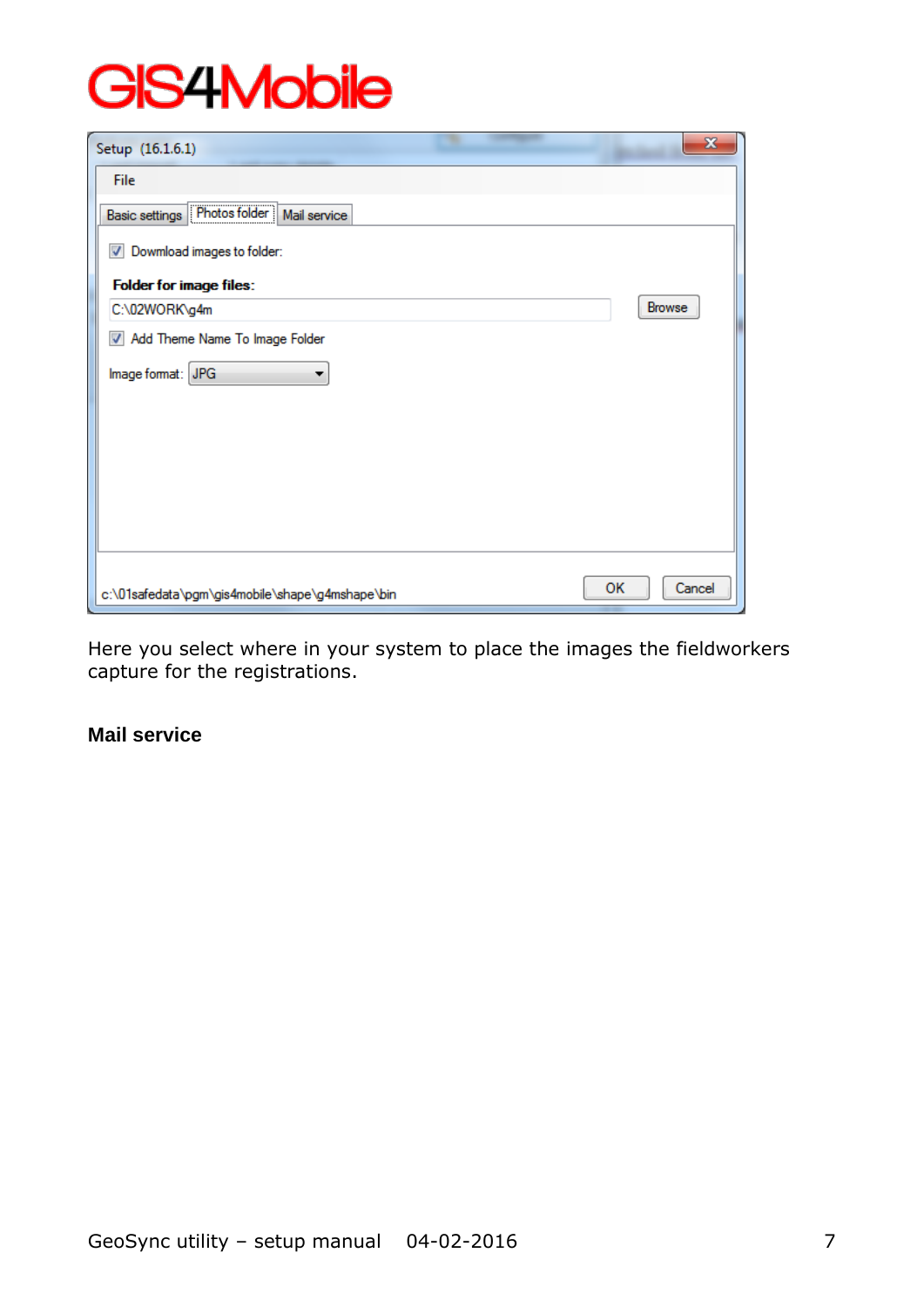Here you select where in your system to place the images the fieldworkers capture for the registrations.

## Mail service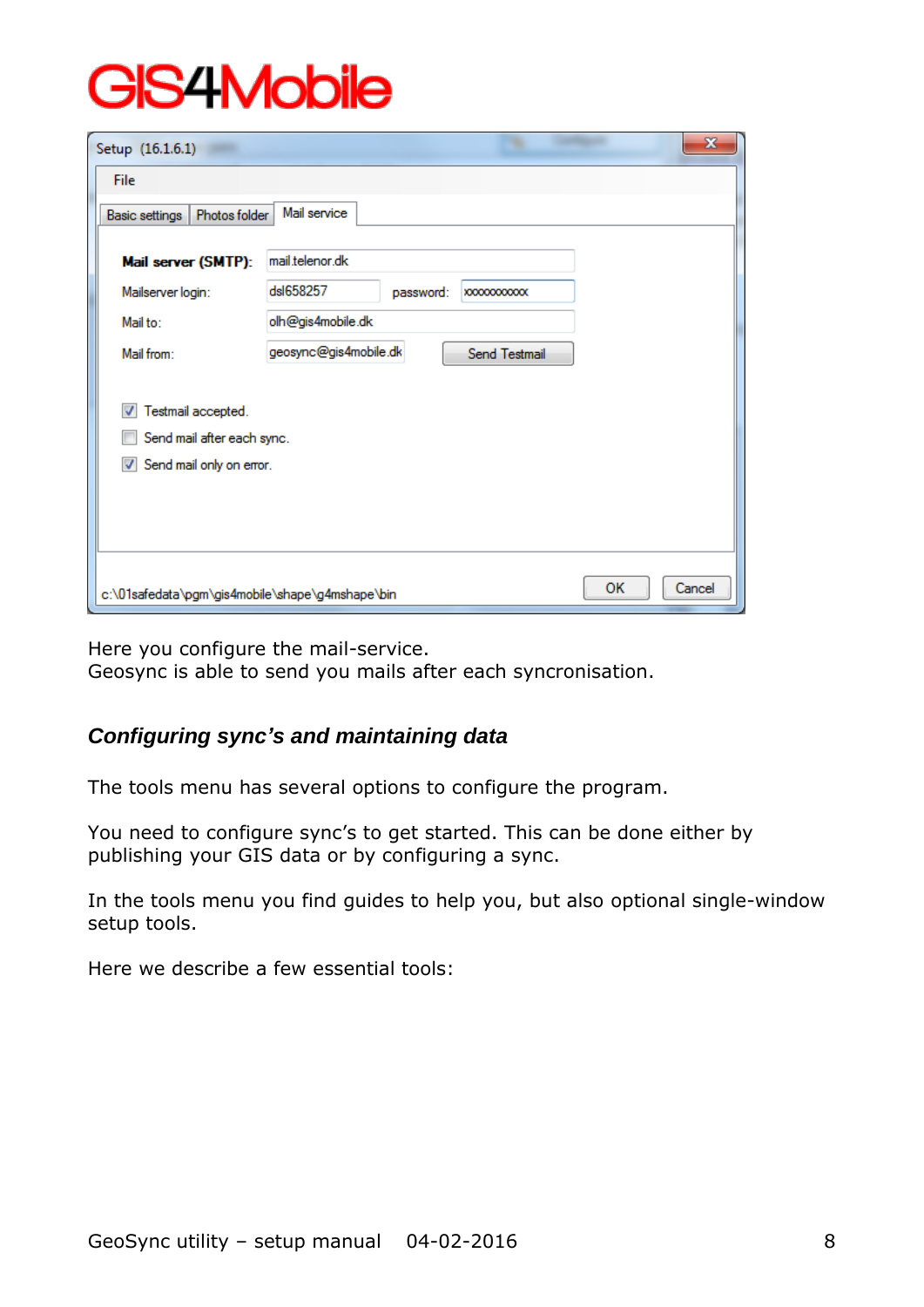Here you configure the mail-service.
Geosync is able to send you mails after each syncronisation.

### *Configuring sync's and maintaining data*

The tools menu has several options to configure the program.

You need to configure sync's to get started. This can be done either by publishing your GIS data or by configuring a sync.

In the tools menu you find guides to help you, but also optional single-window setup tools.

Here we describe a few essential tools: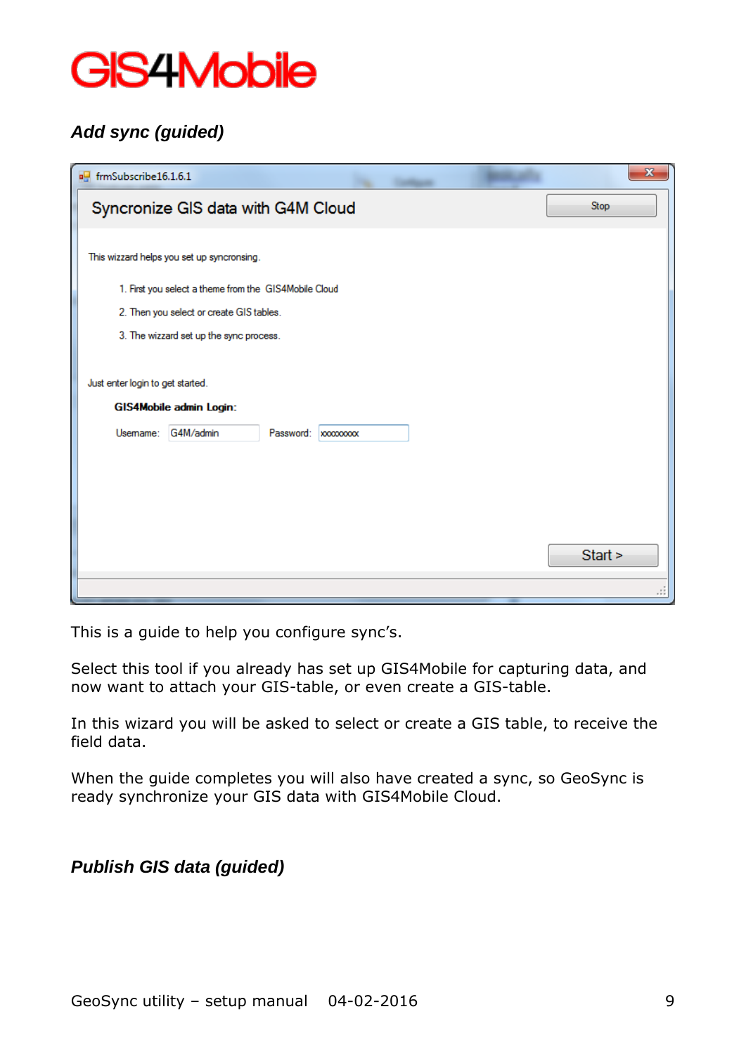### *Add sync (guided)*

This is a guide to help you configure sync's.

Select this tool if you already has set up GIS4Mobile for capturing data, and now want to attach your GIS-table, or even create a GIS-table.

In this wizard you will be asked to select or create a GIS table, to receive the field data.

When the guide completes you will also have created a sync, so GeoSync is ready synchronize your GIS data with GIS4Mobile Cloud.

### *Publish GIS data (guided)*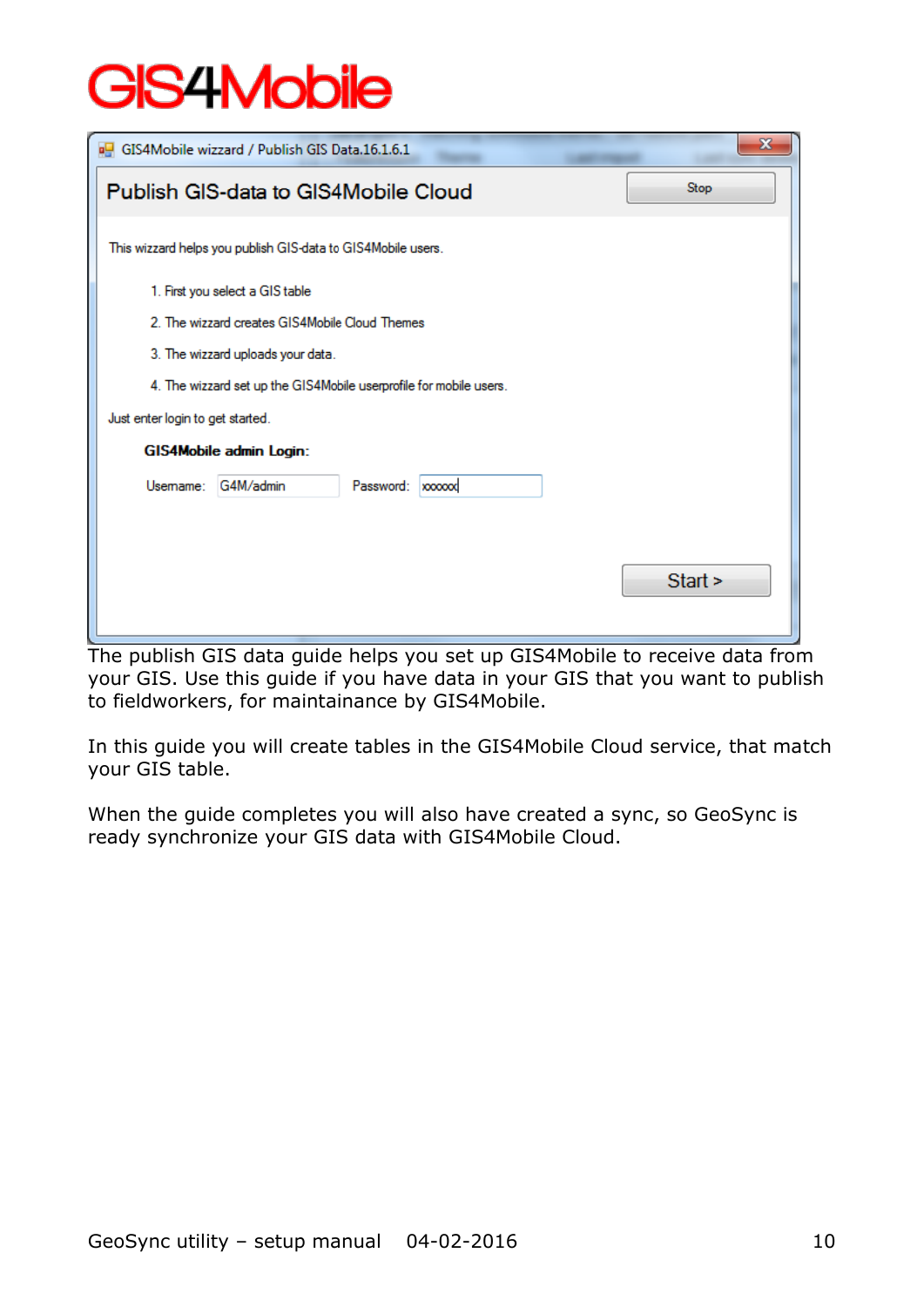The publish GIS data guide helps you set up GIS4Mobile to receive data from your GIS. Use this guide if you have data in your GIS that you want to publish to fieldworkers, for maintainance by GIS4Mobile.

In this guide you will create tables in the GIS4Mobile Cloud service, that match your GIS table.

When the guide completes you will also have created a sync, so GeoSync is ready synchronize your GIS data with GIS4Mobile Cloud.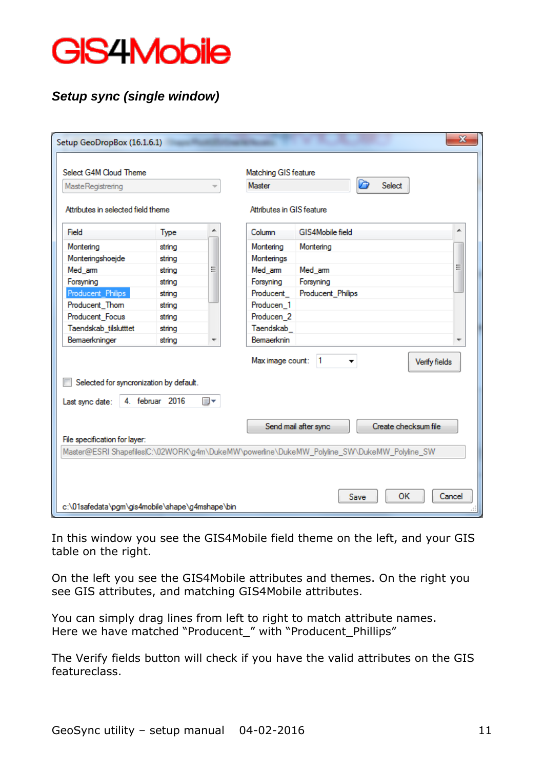# GIS4Mobile

***Setup sync (single window)***

In this window you see the GIS4Mobile field theme on the left, and your GIS table on the right.

On the left you see the GIS4Mobile attributes and themes. On the right you see GIS attributes, and matching GIS4Mobile attributes.

You can simply drag lines from left to right to match attribute names.
Here we have matched “Producent_” with “Producent_Phillips”

The Verify fields button will check if you have the valid attributes on the GIS featureclass.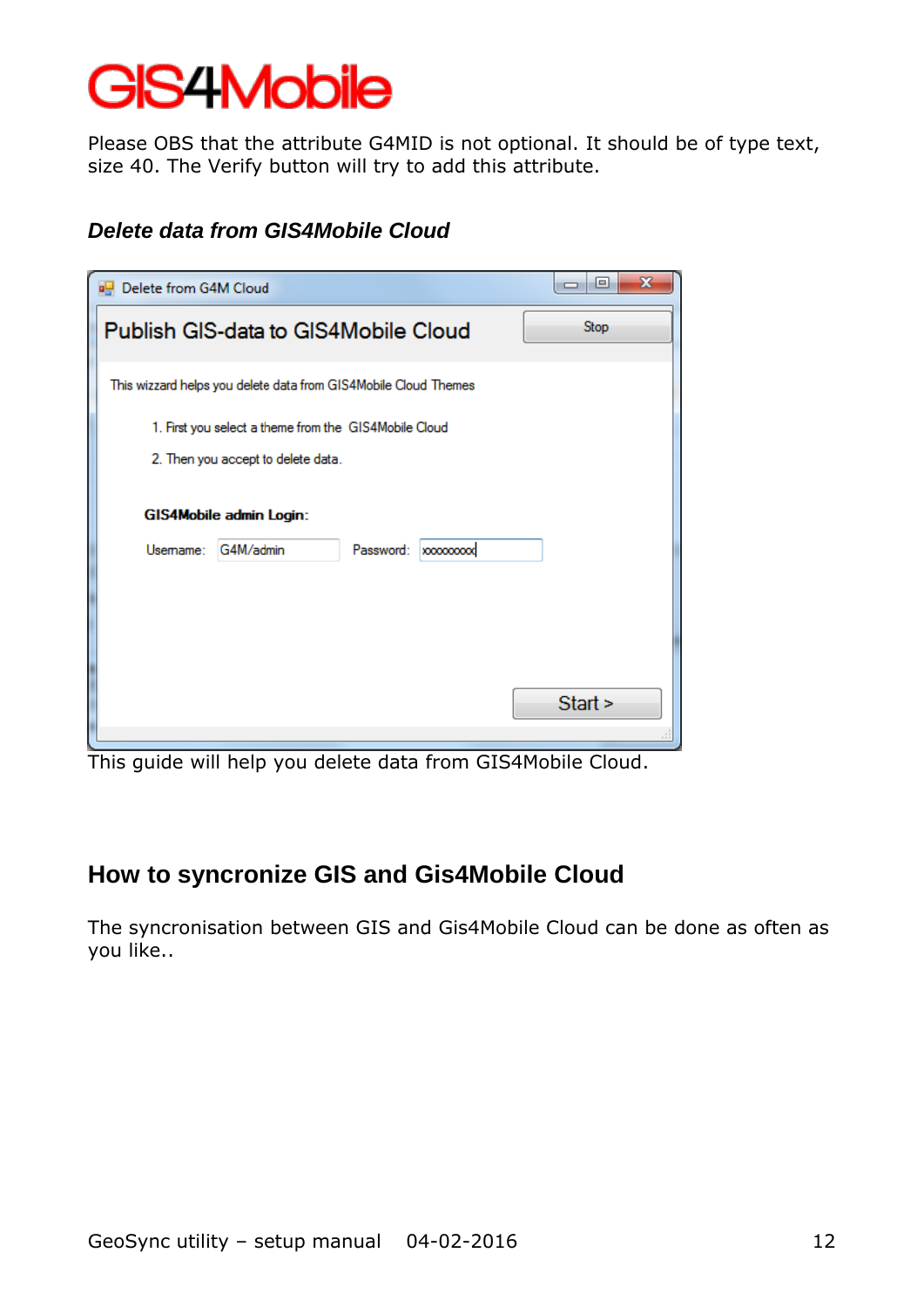Please OBS that the attribute G4MID is not optional. It should be of type text, size 40. The Verify button will try to add this attribute.

### *Delete data from GIS4Mobile Cloud*

This guide will help you delete data from GIS4Mobile Cloud.

## How to syncronize GIS and Gis4Mobile Cloud

The syncronisation between GIS and Gis4Mobile Cloud can be done as often as you like..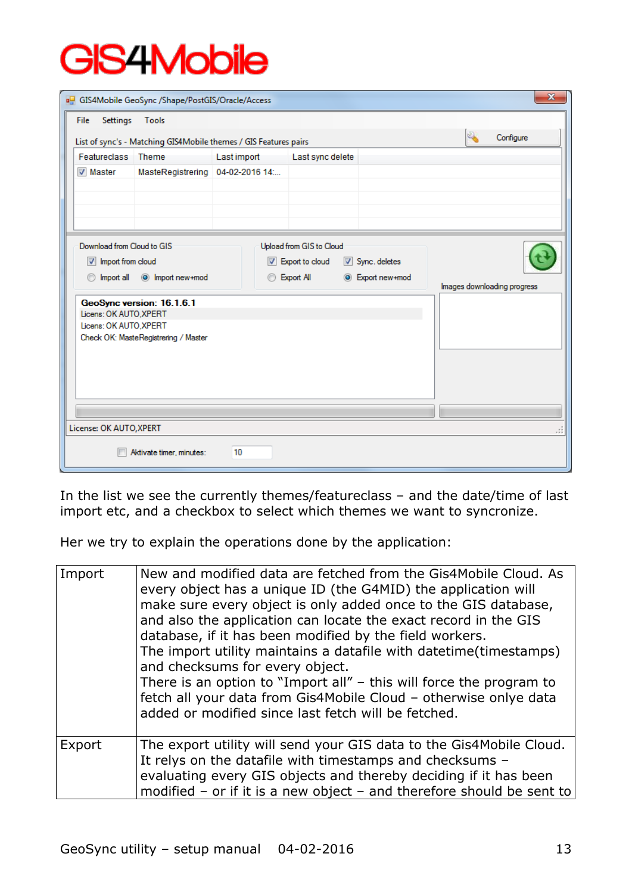In the list we see the currently themes/featureclass – and the date/time of last import etc, and a checkbox to select which themes we want to syncronize.

Her we try to explain the operations done by the application:

| | |
|---|---|
| Import | New and modified data are fetched from the Gis4Mobile Cloud. As every object has a unique ID (the G4MID) the application will make sure every object is only added once to the GIS database, and also the application can locate the exact record in the GIS database, if it has been modified by the field workers.<br>The import utility maintains a datafile with datetime(timestamps) and checksums for every object.<br>There is an option to "Import all" – this will force the program to fetch all your data from Gis4Mobile Cloud – otherwise onlye data added or modified since last fetch will be fetched. |
| Export | The export utility will send your GIS data to the Gis4Mobile Cloud. It relys on the datafile with timestamps and checksums – evaluating every GIS objects and thereby deciding if it has been modified – or if it is a new object – and therefore should be sent to |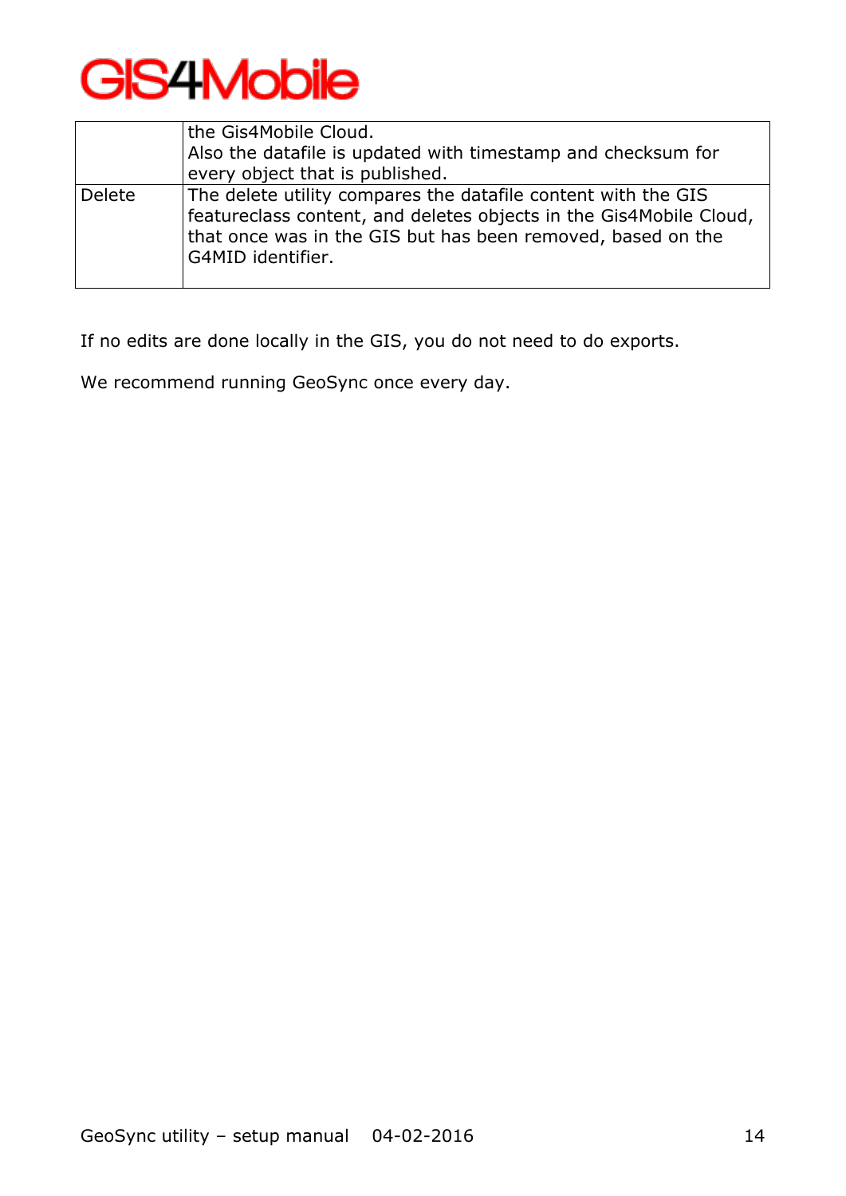| | |
|---|---|
| | the Gis4Mobile Cloud.<br>Also the datafile is updated with timestamp and checksum for every object that is published. |
| Delete | The delete utility compares the datafile content with the GIS featureclass content, and deletes objects in the Gis4Mobile Cloud, that once was in the GIS but has been removed, based on the G4MID identifier. |

If no edits are done locally in the GIS, you do not need to do exports.

We recommend running GeoSync once every day.